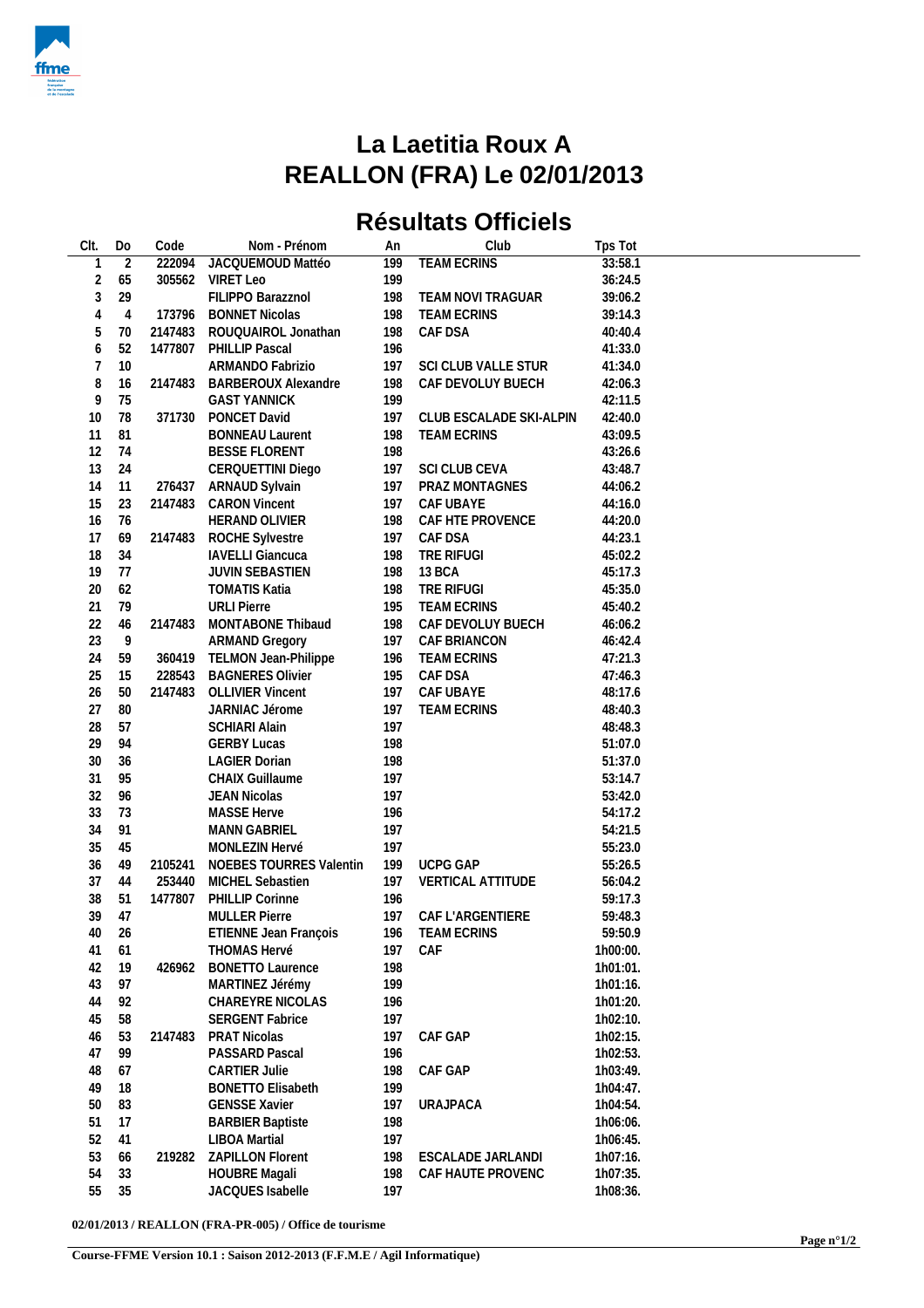# La Laetitia Roux A
# REALLON (FRA) Le 02/01/2013

## Résultats Officiels

| Clt. | Do | Code | Nom - Prénom | An | Club | Tps Tot |
|---|---|---|---|---|---|---|
| 1 | 2 | 222094 | JACQUEMOUD Mattéo | 199 | TEAM ECRINS | 33:58.1 |
| 2 | 65 | 305562 | VIRET Leo | 199 | | 36:24.5 |
| 3 | 29 | | FILIPPO Barazznol | 198 | TEAM NOVI TRAGUAR | 39:06.2 |
| 4 | 4 | 173796 | BONNET Nicolas | 198 | TEAM ECRINS | 39:14.3 |
| 5 | 70 | 2147483 | ROUQUAIROL Jonathan | 198 | CAF DSA | 40:40.4 |
| 6 | 52 | 1477807 | PHILLIP Pascal | 196 | | 41:33.0 |
| 7 | 10 | | ARMANDO Fabrizio | 197 | SCI CLUB VALLE STUR | 41:34.0 |
| 8 | 16 | 2147483 | BARBEROUX Alexandre | 198 | CAF DEVOLUY BUECH | 42:06.3 |
| 9 | 75 | | GAST YANNICK | 199 | | 42:11.5 |
| 10 | 78 | 371730 | PONCET David | 197 | CLUB ESCALADE SKI-ALPIN | 42:40.0 |
| 11 | 81 | | BONNEAU Laurent | 198 | TEAM ECRINS | 43:09.5 |
| 12 | 74 | | BESSE FLORENT | 198 | | 43:26.6 |
| 13 | 24 | | CERQUETTINI Diego | 197 | SCI CLUB CEVA | 43:48.7 |
| 14 | 11 | 276437 | ARNAUD Sylvain | 197 | PRAZ MONTAGNES | 44:06.2 |
| 15 | 23 | 2147483 | CARON Vincent | 197 | CAF UBAYE | 44:16.0 |
| 16 | 76 | | HERAND OLIVIER | 198 | CAF HTE PROVENCE | 44:20.0 |
| 17 | 69 | 2147483 | ROCHE Sylvestre | 197 | CAF DSA | 44:23.1 |
| 18 | 34 | | IAVELLI Giancuca | 198 | TRE RIFUGI | 45:02.2 |
| 19 | 77 | | JUVIN SEBASTIEN | 198 | 13 BCA | 45:17.3 |
| 20 | 62 | | TOMATIS Katia | 198 | TRE RIFUGI | 45:35.0 |
| 21 | 79 | | URLI Pierre | 195 | TEAM ECRINS | 45:40.2 |
| 22 | 46 | 2147483 | MONTABONE Thibaud | 198 | CAF DEVOLUY BUECH | 46:06.2 |
| 23 | 9 | | ARMAND Gregory | 197 | CAF BRIANCON | 46:42.4 |
| 24 | 59 | 360419 | TELMON Jean-Philippe | 196 | TEAM ECRINS | 47:21.3 |
| 25 | 15 | 228543 | BAGNERES Olivier | 195 | CAF DSA | 47:46.3 |
| 26 | 50 | 2147483 | OLLIVIER Vincent | 197 | CAF UBAYE | 48:17.6 |
| 27 | 80 | | JARNIAC Jérome | 197 | TEAM ECRINS | 48:40.3 |
| 28 | 57 | | SCHIARI Alain | 197 | | 48:48.3 |
| 29 | 94 | | GERBY Lucas | 198 | | 51:07.0 |
| 30 | 36 | | LAGIER Dorian | 198 | | 51:37.0 |
| 31 | 95 | | CHAIX Guillaume | 197 | | 53:14.7 |
| 32 | 96 | | JEAN Nicolas | 197 | | 53:42.0 |
| 33 | 73 | | MASSE Herve | 196 | | 54:17.2 |
| 34 | 91 | | MANN GABRIEL | 197 | | 54:21.5 |
| 35 | 45 | | MONLEZIN Hervé | 197 | | 55:23.0 |
| 36 | 49 | 2105241 | NOEBES TOURRES Valentin | 199 | UCPG GAP | 55:26.5 |
| 37 | 44 | 253440 | MICHEL Sebastien | 197 | VERTICAL ATTITUDE | 56:04.2 |
| 38 | 51 | 1477807 | PHILLIP Corinne | 196 | | 59:17.3 |
| 39 | 47 | | MULLER Pierre | 197 | CAF L'ARGENTIERE | 59:48.3 |
| 40 | 26 | | ETIENNE Jean François | 196 | TEAM ECRINS | 59:50.9 |
| 41 | 61 | | THOMAS Hervé | 197 | CAF | 1h00:00. |
| 42 | 19 | 426962 | BONETTO Laurence | 198 | | 1h01:01. |
| 43 | 97 | | MARTINEZ Jérémy | 199 | | 1h01:16. |
| 44 | 92 | | CHAREYRE NICOLAS | 196 | | 1h01:20. |
| 45 | 58 | | SERGENT Fabrice | 197 | | 1h02:10. |
| 46 | 53 | 2147483 | PRAT Nicolas | 197 | CAF GAP | 1h02:15. |
| 47 | 99 | | PASSARD Pascal | 196 | | 1h02:53. |
| 48 | 67 | | CARTIER Julie | 198 | CAF GAP | 1h03:49. |
| 49 | 18 | | BONETTO Elisabeth | 199 | | 1h04:47. |
| 50 | 83 | | GENSSE Xavier | 197 | URAJPACA | 1h04:54. |
| 51 | 17 | | BARBIER Baptiste | 198 | | 1h06:06. |
| 52 | 41 | | LIBOA Martial | 197 | | 1h06:45. |
| 53 | 66 | 219282 | ZAPILLON Florent | 198 | ESCALADE JARLANDI | 1h07:16. |
| 54 | 33 | | HOUBRE Magali | 198 | CAF HAUTE PROVENC | 1h07:35. |
| 55 | 35 | | JACQUES Isabelle | 197 | | 1h08:36. |

**02/01/2013 / REALLON (FRA-PR-005) / Office de tourisme**

**Course-FFME Version 10.1 : Saison 2012-2013 (F.F.M.E / Agil Informatique)**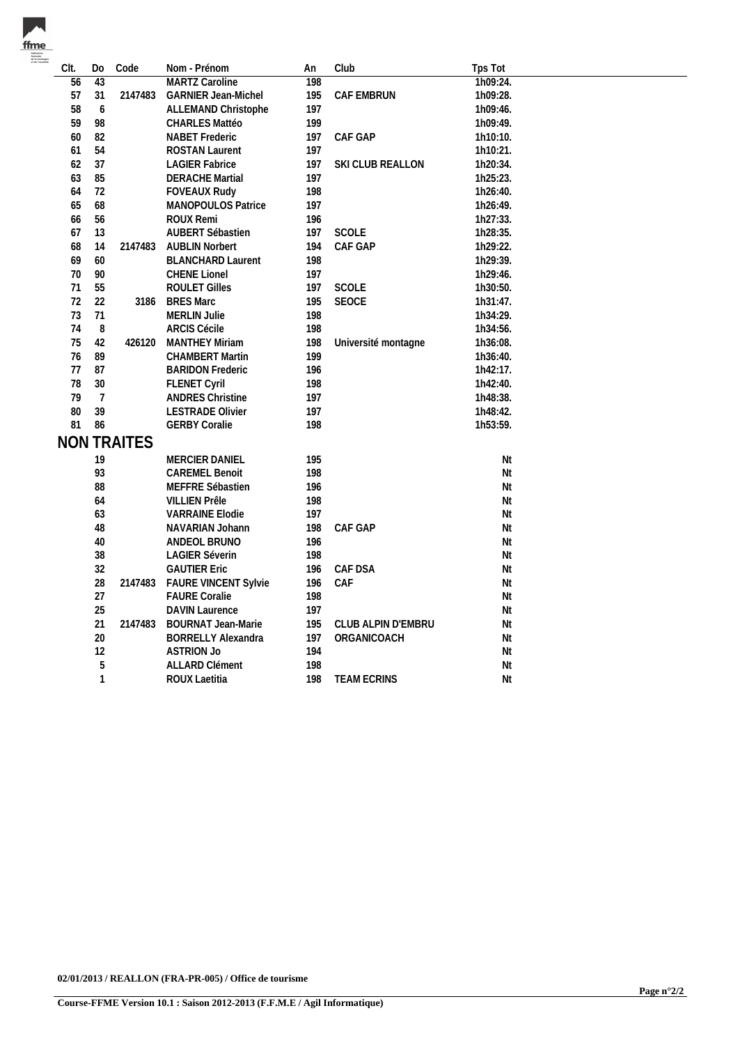| Clt. | Do | Code | Nom - Prénom | An | Club | Tps Tot |
|---|---|---|---|---|---|---|
| 56 | 43 | | MARTZ Caroline | 198 | | 1h09:24. |
| 57 | 31 | 2147483 | GARNIER Jean-Michel | 195 | CAF EMBRUN | 1h09:28. |
| 58 | 6 | | ALLEMAND Christophe | 197 | | 1h09:46. |
| 59 | 98 | | CHARLES Mattéo | 199 | | 1h09:49. |
| 60 | 82 | | NABET Frederic | 197 | CAF GAP | 1h10:10. |
| 61 | 54 | | ROSTAN Laurent | 197 | | 1h10:21. |
| 62 | 37 | | LAGIER Fabrice | 197 | SKI CLUB REALLON | 1h20:34. |
| 63 | 85 | | DERACHE Martial | 197 | | 1h25:23. |
| 64 | 72 | | FOVEAUX Rudy | 198 | | 1h26:40. |
| 65 | 68 | | MANOPOULOS Patrice | 197 | | 1h26:49. |
| 66 | 56 | | ROUX Remi | 196 | | 1h27:33. |
| 67 | 13 | | AUBERT Sébastien | 197 | SCOLE | 1h28:35. |
| 68 | 14 | 2147483 | AUBLIN Norbert | 194 | CAF GAP | 1h29:22. |
| 69 | 60 | | BLANCHARD Laurent | 198 | | 1h29:39. |
| 70 | 90 | | CHENE Lionel | 197 | | 1h29:46. |
| 71 | 55 | | ROULET Gilles | 197 | SCOLE | 1h30:50. |
| 72 | 22 | 3186 | BRES Marc | 195 | SEOCE | 1h31:47. |
| 73 | 71 | | MERLIN Julie | 198 | | 1h34:29. |
| 74 | 8 | | ARCIS Cécile | 198 | | 1h34:56. |
| 75 | 42 | 426120 | MANTHEY Miriam | 198 | Université montagne | 1h36:08. |
| 76 | 89 | | CHAMBERT Martin | 199 | | 1h36:40. |
| 77 | 87 | | BARIDON Frederic | 196 | | 1h42:17. |
| 78 | 30 | | FLENET Cyril | 198 | | 1h42:40. |
| 79 | 7 | | ANDRES Christine | 197 | | 1h48:38. |
| 80 | 39 | | LESTRADE Olivier | 197 | | 1h48:42. |
| 81 | 86 | | GERBY Coralie | 198 | | 1h53:59. |

## NON TRAITES

| Clt. | Do | Code | Nom - Prénom | An | Club | Tps Tot |
|---|---|---|---|---|---|---|
| | 19 | | MERCIER DANIEL | 195 | | Nt |
| | 93 | | CAREMEL Benoit | 198 | | Nt |
| | 88 | | MEFFRE Sébastien | 196 | | Nt |
| | 64 | | VILLIEN Prêle | 198 | | Nt |
| | 63 | | VARRAINE Elodie | 197 | | Nt |
| | 48 | | NAVARIAN Johann | 198 | CAF GAP | Nt |
| | 40 | | ANDEOL BRUNO | 196 | | Nt |
| | 38 | | LAGIER Séverin | 198 | | Nt |
| | 32 | | GAUTIER Eric | 196 | CAF DSA | Nt |
| | 28 | 2147483 | FAURE VINCENT Sylvie | 196 | CAF | Nt |
| | 27 | | FAURE Coralie | 198 | | Nt |
| | 25 | | DAVIN Laurence | 197 | | Nt |
| | 21 | 2147483 | BOURNAT Jean-Marie | 195 | CLUB ALPIN D'EMBRU | Nt |
| | 20 | | BORRELLY Alexandra | 197 | ORGANICOACH | Nt |
| | 12 | | ASTRION Jo | 194 | | Nt |
| | 5 | | ALLARD Clément | 198 | | Nt |
| | 1 | | ROUX Laetitia | 198 | TEAM ECRINS | Nt |

**02/01/2013 / REALLON (FRA-PR-005) / Office de tourisme**

**Course-FFME Version 10.1 : Saison 2012-2013 (F.F.M.E / Agil Informatique)**